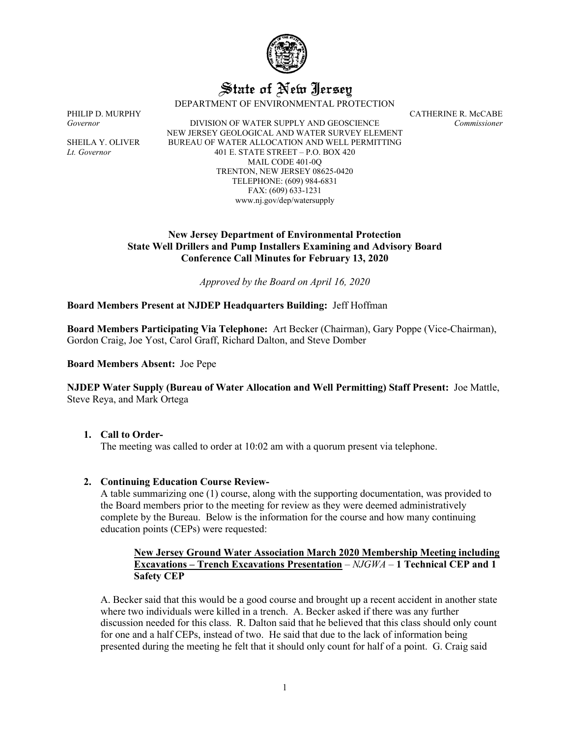# State of New Jersey

DEPARTMENT OF ENVIRONMENTAL PROTECTION

PHILIP D. MURPHY
*Governor*

SHEILA Y. OLIVER
*Lt. Governor*

DIVISION OF WATER SUPPLY AND GEOSCIENCE
NEW JERSEY GEOLOGICAL AND WATER SURVEY ELEMENT
BUREAU OF WATER ALLOCATION AND WELL PERMITTING
401 E. STATE STREET – P.O. BOX 420
MAIL CODE 401-0Q
TRENTON, NEW JERSEY 08625-0420
TELEPHONE: (609) 984-6831
FAX: (609) 633-1231
www.nj.gov/dep/watersupply

CATHERINE R. McCABE
*Commissioner*

**New Jersey Department of Environmental Protection**
**State Well Drillers and Pump Installers Examining and Advisory Board**
**Conference Call Minutes for February 13, 2020**

*Approved by the Board on April 16, 2020*

**Board Members Present at NJDEP Headquarters Building:** Jeff Hoffman

**Board Members Participating Via Telephone:** Art Becker (Chairman), Gary Poppe (Vice-Chairman), Gordon Craig, Joe Yost, Carol Graff, Richard Dalton, and Steve Domber

**Board Members Absent:** Joe Pepe

**NJDEP Water Supply (Bureau of Water Allocation and Well Permitting) Staff Present:** Joe Mattle, Steve Reya, and Mark Ortega

1. **Call to Order-**
   The meeting was called to order at 10:02 am with a quorum present via telephone.

2. **Continuing Education Course Review-**
   A table summarizing one (1) course, along with the supporting documentation, was provided to the Board members prior to the meeting for review as they were deemed administratively complete by the Bureau. Below is the information for the course and how many continuing education points (CEPs) were requested:

   **New Jersey Ground Water Association March 2020 Membership Meeting including Excavations – Trench Excavations Presentation** – *NJGWA* – **1 Technical CEP and 1 Safety CEP**

   A. Becker said that this would be a good course and brought up a recent accident in another state where two individuals were killed in a trench. A. Becker asked if there was any further discussion needed for this class. R. Dalton said that he believed that this class should only count for one and a half CEPs, instead of two. He said that due to the lack of information being presented during the meeting he felt that it should only count for half of a point. G. Craig said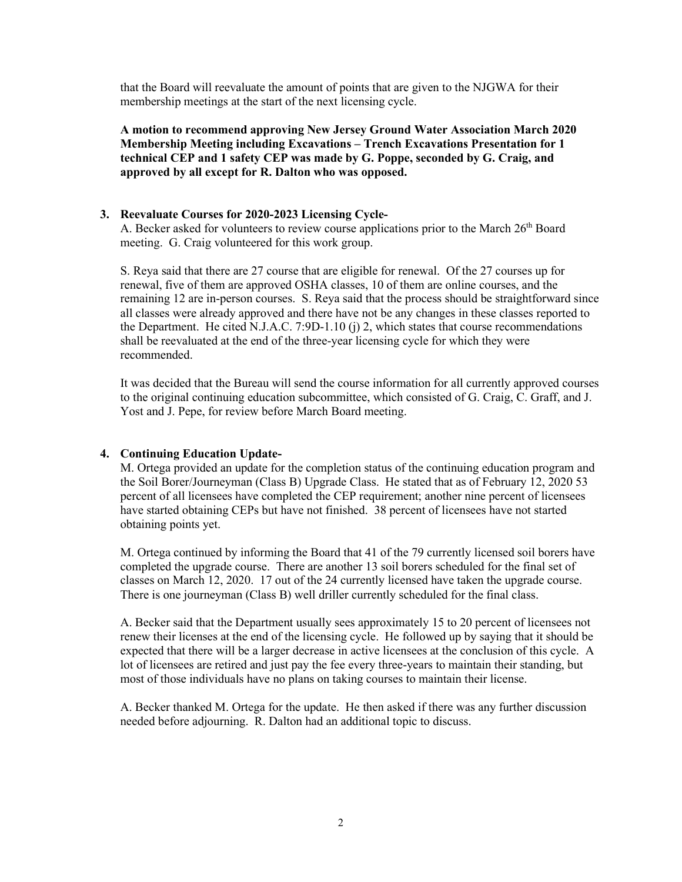that the Board will reevaluate the amount of points that are given to the NJGWA for their membership meetings at the start of the next licensing cycle.

**A motion to recommend approving New Jersey Ground Water Association March 2020 Membership Meeting including Excavations – Trench Excavations Presentation for 1 technical CEP and 1 safety CEP was made by G. Poppe, seconded by G. Craig, and approved by all except for R. Dalton who was opposed.**

3. **Reevaluate Courses for 2020-2023 Licensing Cycle-**

   A. Becker asked for volunteers to review course applications prior to the March 26th Board meeting. G. Craig volunteered for this work group.

   S. Reya said that there are 27 course that are eligible for renewal. Of the 27 courses up for renewal, five of them are approved OSHA classes, 10 of them are online courses, and the remaining 12 are in-person courses. S. Reya said that the process should be straightforward since all classes were already approved and there have not be any changes in these classes reported to the Department. He cited N.J.A.C. 7:9D-1.10 (j) 2, which states that course recommendations shall be reevaluated at the end of the three-year licensing cycle for which they were recommended.

   It was decided that the Bureau will send the course information for all currently approved courses to the original continuing education subcommittee, which consisted of G. Craig, C. Graff, and J. Yost and J. Pepe, for review before March Board meeting.

4. **Continuing Education Update-**

   M. Ortega provided an update for the completion status of the continuing education program and the Soil Borer/Journeyman (Class B) Upgrade Class. He stated that as of February 12, 2020 53 percent of all licensees have completed the CEP requirement; another nine percent of licensees have started obtaining CEPs but have not finished. 38 percent of licensees have not started obtaining points yet.

   M. Ortega continued by informing the Board that 41 of the 79 currently licensed soil borers have completed the upgrade course. There are another 13 soil borers scheduled for the final set of classes on March 12, 2020. 17 out of the 24 currently licensed have taken the upgrade course. There is one journeyman (Class B) well driller currently scheduled for the final class.

   A. Becker said that the Department usually sees approximately 15 to 20 percent of licensees not renew their licenses at the end of the licensing cycle. He followed up by saying that it should be expected that there will be a larger decrease in active licensees at the conclusion of this cycle. A lot of licensees are retired and just pay the fee every three-years to maintain their standing, but most of those individuals have no plans on taking courses to maintain their license.

   A. Becker thanked M. Ortega for the update. He then asked if there was any further discussion needed before adjourning. R. Dalton had an additional topic to discuss.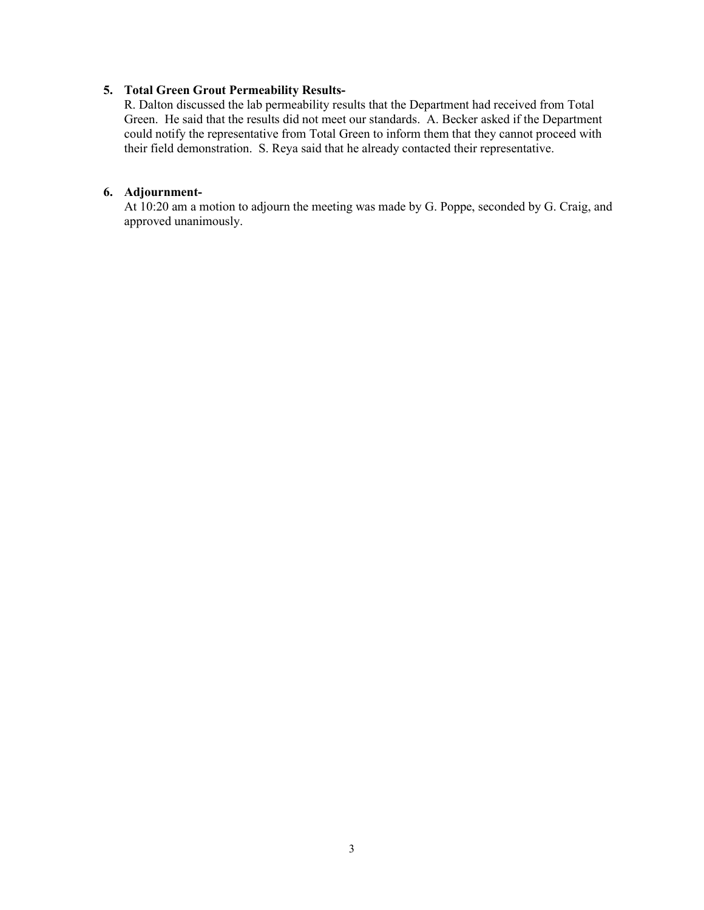5. **Total Green Grout Permeability Results-**
   R. Dalton discussed the lab permeability results that the Department had received from Total Green. He said that the results did not meet our standards. A. Becker asked if the Department could notify the representative from Total Green to inform them that they cannot proceed with their field demonstration. S. Reya said that he already contacted their representative.

6. **Adjournment-**
   At 10:20 am a motion to adjourn the meeting was made by G. Poppe, seconded by G. Craig, and approved unanimously.